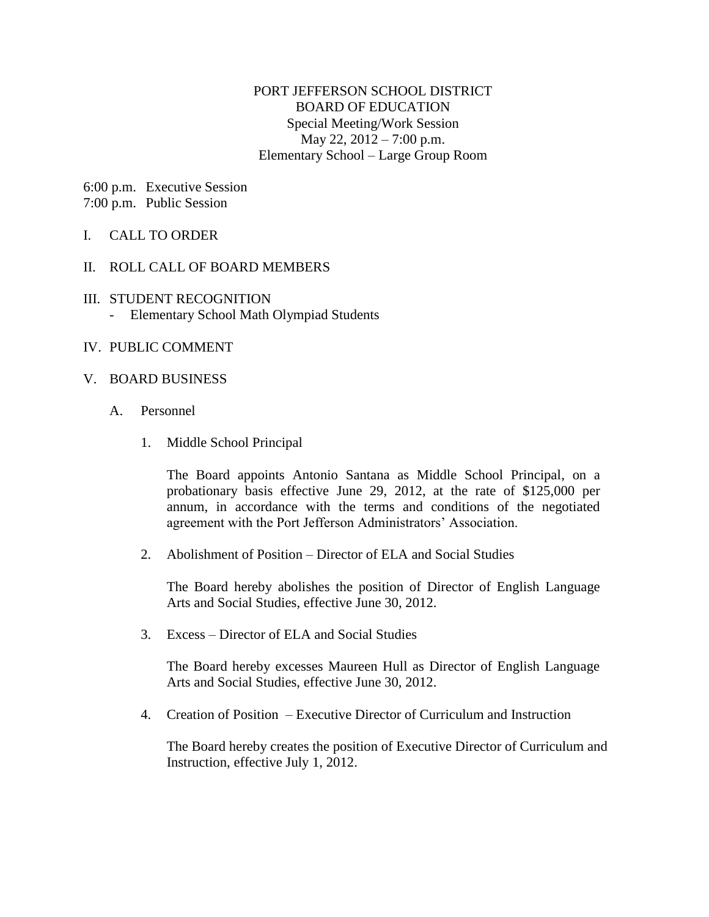# PORT JEFFERSON SCHOOL DISTRICT
## BOARD OF EDUCATION
Special Meeting/Work Session
May 22, 2012 – 7:00 p.m.
Elementary School – Large Group Room

6:00 p.m. Executive Session
7:00 p.m. Public Session

I. CALL TO ORDER

II. ROLL CALL OF BOARD MEMBERS

III. STUDENT RECOGNITION
- Elementary School Math Olympiad Students

IV. PUBLIC COMMENT

V. BOARD BUSINESS

A. Personnel

1. Middle School Principal

The Board appoints Antonio Santana as Middle School Principal, on a probationary basis effective June 29, 2012, at the rate of $125,000 per annum, in accordance with the terms and conditions of the negotiated agreement with the Port Jefferson Administrators' Association.

2. Abolishment of Position – Director of ELA and Social Studies

The Board hereby abolishes the position of Director of English Language Arts and Social Studies, effective June 30, 2012.

3. Excess – Director of ELA and Social Studies

The Board hereby excesses Maureen Hull as Director of English Language Arts and Social Studies, effective June 30, 2012.

4. Creation of Position – Executive Director of Curriculum and Instruction

The Board hereby creates the position of Executive Director of Curriculum and Instruction, effective July 1, 2012.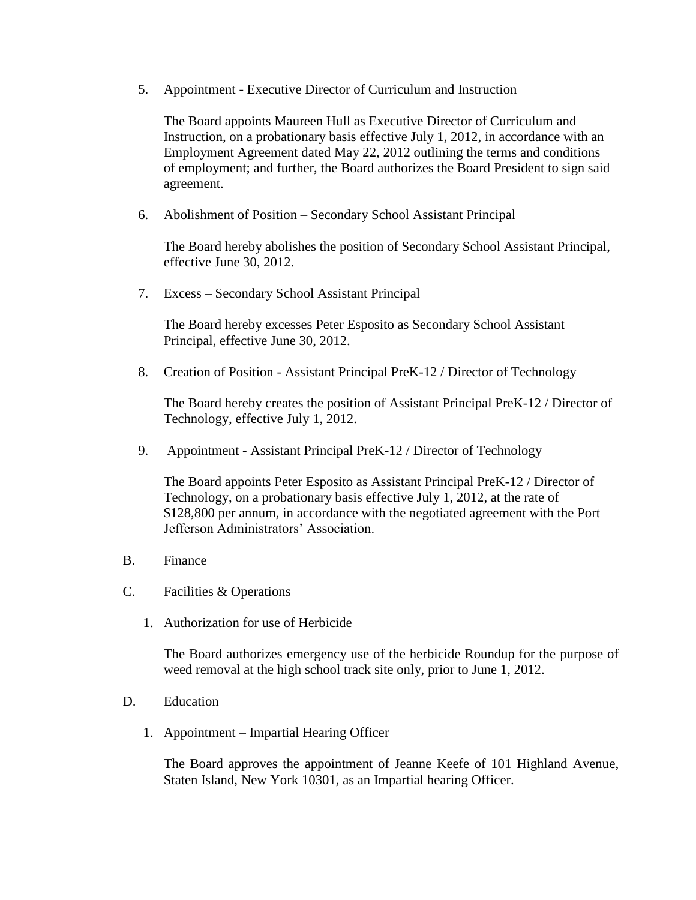5. Appointment - Executive Director of Curriculum and Instruction

   The Board appoints Maureen Hull as Executive Director of Curriculum and Instruction, on a probationary basis effective July 1, 2012, in accordance with an Employment Agreement dated May 22, 2012 outlining the terms and conditions of employment; and further, the Board authorizes the Board President to sign said agreement.

6. Abolishment of Position – Secondary School Assistant Principal

   The Board hereby abolishes the position of Secondary School Assistant Principal, effective June 30, 2012.

7. Excess – Secondary School Assistant Principal

   The Board hereby excesses Peter Esposito as Secondary School Assistant Principal, effective June 30, 2012.

8. Creation of Position - Assistant Principal PreK-12 / Director of Technology

   The Board hereby creates the position of Assistant Principal PreK-12 / Director of Technology, effective July 1, 2012.

9. Appointment - Assistant Principal PreK-12 / Director of Technology

   The Board appoints Peter Esposito as Assistant Principal PreK-12 / Director of Technology, on a probationary basis effective July 1, 2012, at the rate of $128,800 per annum, in accordance with the negotiated agreement with the Port Jefferson Administrators' Association.

B. Finance

C. Facilities & Operations

   1. Authorization for use of Herbicide

      The Board authorizes emergency use of the herbicide Roundup for the purpose of weed removal at the high school track site only, prior to June 1, 2012.

D. Education

   1. Appointment – Impartial Hearing Officer

      The Board approves the appointment of Jeanne Keefe of 101 Highland Avenue, Staten Island, New York 10301, as an Impartial hearing Officer.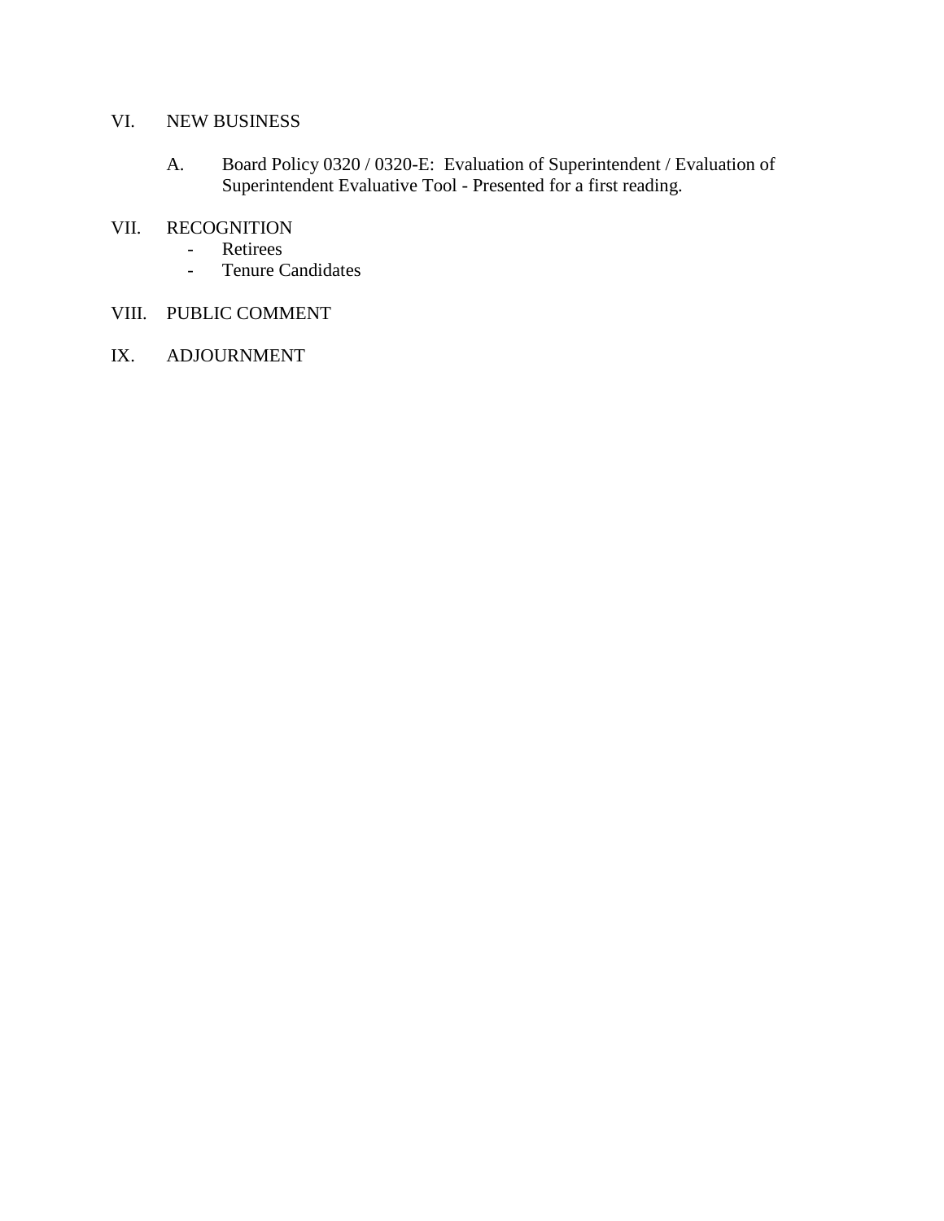VI. NEW BUSINESS

A. Board Policy 0320 / 0320-E: Evaluation of Superintendent / Evaluation of Superintendent Evaluative Tool - Presented for a first reading.

VII. RECOGNITION

- Retirees
- Tenure Candidates

VIII. PUBLIC COMMENT

IX. ADJOURNMENT